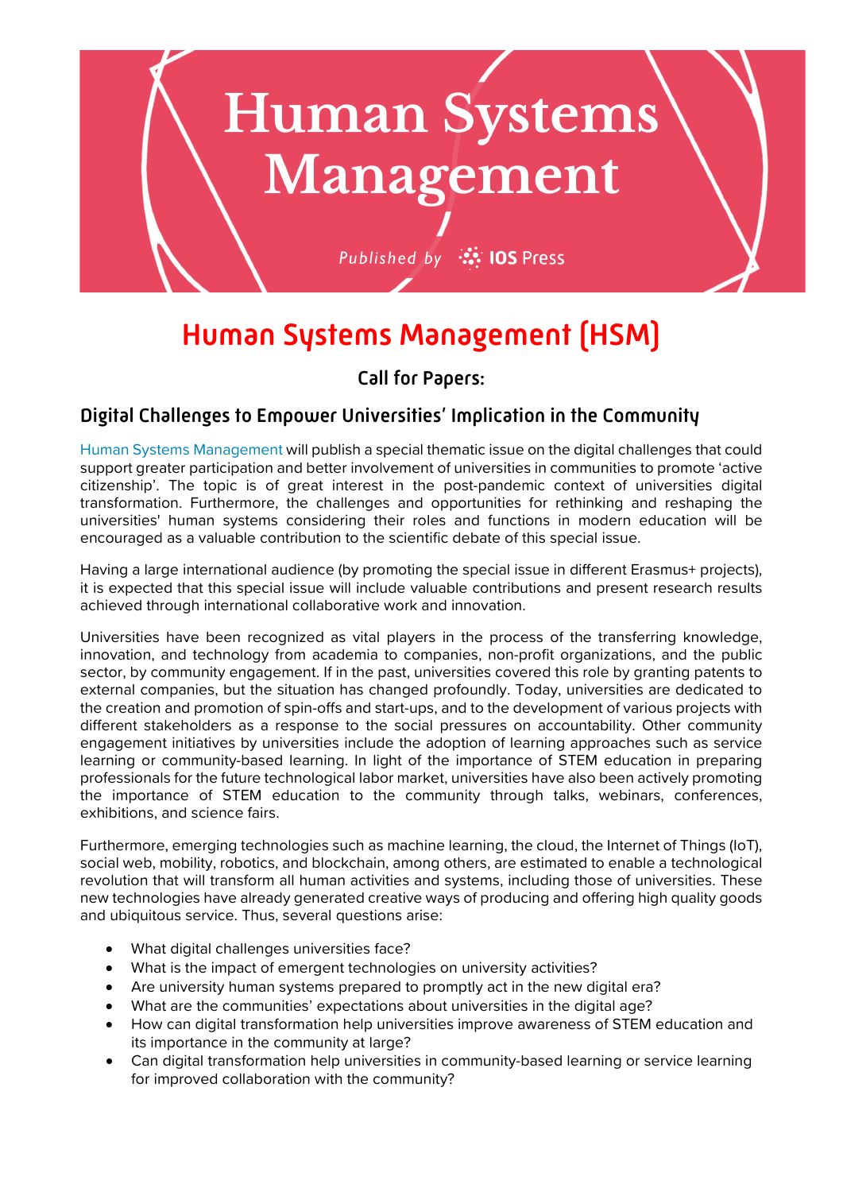# Human Systems Management

*Published by* IOS Press

# Human Systems Management (HSM)

## Call for Papers:

### Digital Challenges to Empower Universities' Implication in the Community

Human Systems Management will publish a special thematic issue on the digital challenges that could support greater participation and better involvement of universities in communities to promote 'active citizenship'. The topic is of great interest in the post-pandemic context of universities digital transformation. Furthermore, the challenges and opportunities for rethinking and reshaping the universities' human systems considering their roles and functions in modern education will be encouraged as a valuable contribution to the scientific debate of this special issue.

Having a large international audience (by promoting the special issue in different Erasmus+ projects), it is expected that this special issue will include valuable contributions and present research results achieved through international collaborative work and innovation.

Universities have been recognized as vital players in the process of the transferring knowledge, innovation, and technology from academia to companies, non-profit organizations, and the public sector, by community engagement. If in the past, universities covered this role by granting patents to external companies, but the situation has changed profoundly. Today, universities are dedicated to the creation and promotion of spin-offs and start-ups, and to the development of various projects with different stakeholders as a response to the social pressures on accountability. Other community engagement initiatives by universities include the adoption of learning approaches such as service learning or community-based learning. In light of the importance of STEM education in preparing professionals for the future technological labor market, universities have also been actively promoting the importance of STEM education to the community through talks, webinars, conferences, exhibitions, and science fairs.

Furthermore, emerging technologies such as machine learning, the cloud, the Internet of Things (IoT), social web, mobility, robotics, and blockchain, among others, are estimated to enable a technological revolution that will transform all human activities and systems, including those of universities. These new technologies have already generated creative ways of producing and offering high quality goods and ubiquitous service. Thus, several questions arise:

- What digital challenges universities face?
- What is the impact of emergent technologies on university activities?
- Are university human systems prepared to promptly act in the new digital era?
- What are the communities' expectations about universities in the digital age?
- How can digital transformation help universities improve awareness of STEM education and its importance in the community at large?
- Can digital transformation help universities in community-based learning or service learning for improved collaboration with the community?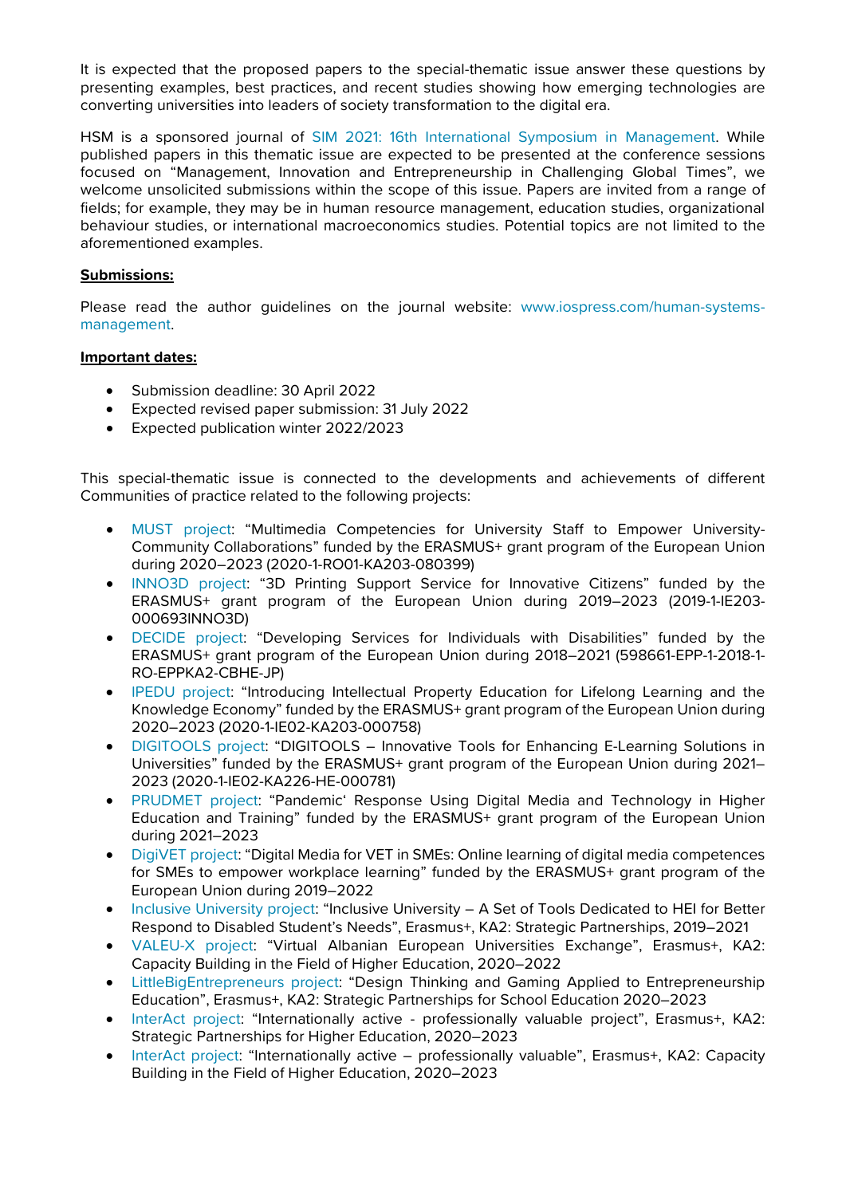It is expected that the proposed papers to the special-thematic issue answer these questions by presenting examples, best practices, and recent studies showing how emerging technologies are converting universities into leaders of society transformation to the digital era.

HSM is a sponsored journal of SIM 2021: 16th International Symposium in Management. While published papers in this thematic issue are expected to be presented at the conference sessions focused on "Management, Innovation and Entrepreneurship in Challenging Global Times", we welcome unsolicited submissions within the scope of this issue. Papers are invited from a range of fields; for example, they may be in human resource management, education studies, organizational behaviour studies, or international macroeconomics studies. Potential topics are not limited to the aforementioned examples.

**Submissions:**

Please read the author guidelines on the journal website: www.iospress.com/human-systems-management.

**Important dates:**

- Submission deadline: 30 April 2022
- Expected revised paper submission: 31 July 2022
- Expected publication winter 2022/2023

This special-thematic issue is connected to the developments and achievements of different Communities of practice related to the following projects:

- MUST project: "Multimedia Competencies for University Staff to Empower University-Community Collaborations" funded by the ERASMUS+ grant program of the European Union during 2020–2023 (2020-1-RO01-KA203-080399)
- INNO3D project: "3D Printing Support Service for Innovative Citizens" funded by the ERASMUS+ grant program of the European Union during 2019–2023 (2019-1-IE203-000693INNO3D)
- DECIDE project: "Developing Services for Individuals with Disabilities" funded by the ERASMUS+ grant program of the European Union during 2018–2021 (598661-EPP-1-2018-1-RO-EPPKA2-CBHE-JP)
- IPEDU project: "Introducing Intellectual Property Education for Lifelong Learning and the Knowledge Economy" funded by the ERASMUS+ grant program of the European Union during 2020–2023 (2020-1-IE02-KA203-000758)
- DIGITOOLS project: "DIGITOOLS – Innovative Tools for Enhancing E-Learning Solutions in Universities" funded by the ERASMUS+ grant program of the European Union during 2021–2023 (2020-1-IE02-KA226-HE-000781)
- PRUDMET project: "Pandemic' Response Using Digital Media and Technology in Higher Education and Training" funded by the ERASMUS+ grant program of the European Union during 2021–2023
- DigiVET project: "Digital Media for VET in SMEs: Online learning of digital media competences for SMEs to empower workplace learning" funded by the ERASMUS+ grant program of the European Union during 2019–2022
- Inclusive University project: "Inclusive University – A Set of Tools Dedicated to HEI for Better Respond to Disabled Student's Needs", Erasmus+, KA2: Strategic Partnerships, 2019–2021
- VALEU-X project: "Virtual Albanian European Universities Exchange", Erasmus+, KA2: Capacity Building in the Field of Higher Education, 2020–2022
- LittleBigEntrepreneurs project: "Design Thinking and Gaming Applied to Entrepreneurship Education", Erasmus+, KA2: Strategic Partnerships for School Education 2020–2023
- InterAct project: "Internationally active - professionally valuable project", Erasmus+, KA2: Strategic Partnerships for Higher Education, 2020–2023
- InterAct project: "Internationally active – professionally valuable", Erasmus+, KA2: Capacity Building in the Field of Higher Education, 2020–2023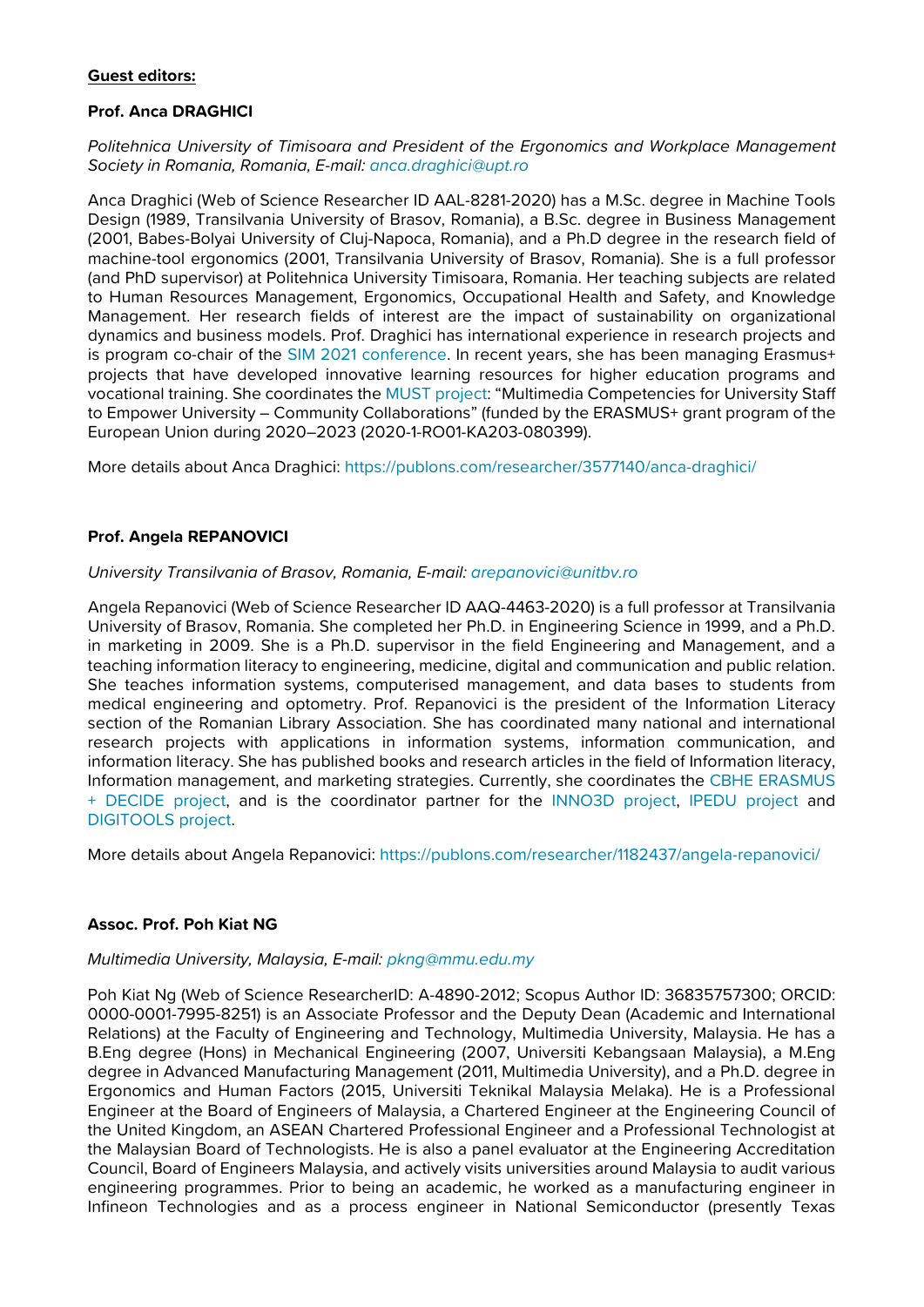**Guest editors:**

**Prof. Anca DRAGHICI**

*Politehnica University of Timisoara and President of the Ergonomics and Workplace Management Society in Romania, Romania, E-mail: anca.draghici@upt.ro*

Anca Draghici (Web of Science Researcher ID AAL-8281-2020) has a M.Sc. degree in Machine Tools Design (1989, Transilvania University of Brasov, Romania), a B.Sc. degree in Business Management (2001, Babes-Bolyai University of Cluj-Napoca, Romania), and a Ph.D degree in the research field of machine-tool ergonomics (2001, Transilvania University of Brasov, Romania). She is a full professor (and PhD supervisor) at Politehnica University Timisoara, Romania. Her teaching subjects are related to Human Resources Management, Ergonomics, Occupational Health and Safety, and Knowledge Management. Her research fields of interest are the impact of sustainability on organizational dynamics and business models. Prof. Draghici has international experience in research projects and is program co-chair of the SIM 2021 conference. In recent years, she has been managing Erasmus+ projects that have developed innovative learning resources for higher education programs and vocational training. She coordinates the MUST project: "Multimedia Competencies for University Staff to Empower University – Community Collaborations" (funded by the ERASMUS+ grant program of the European Union during 2020–2023 (2020-1-RO01-KA203-080399).

More details about Anca Draghici: https://publons.com/researcher/3577140/anca-draghici/

**Prof. Angela REPANOVICI**

*University Transilvania of Brasov, Romania, E-mail: arepanovici@unitbv.ro*

Angela Repanovici (Web of Science Researcher ID AAQ-4463-2020) is a full professor at Transilvania University of Brasov, Romania. She completed her Ph.D. in Engineering Science in 1999, and a Ph.D. in marketing in 2009. She is a Ph.D. supervisor in the field Engineering and Management, and a teaching information literacy to engineering, medicine, digital and communication and public relation. She teaches information systems, computerised management, and data bases to students from medical engineering and optometry. Prof. Repanovici is the president of the Information Literacy section of the Romanian Library Association. She has coordinated many national and international research projects with applications in information systems, information communication, and information literacy. She has published books and research articles in the field of Information literacy, Information management, and marketing strategies. Currently, she coordinates the CBHE ERASMUS + DECIDE project, and is the coordinator partner for the INNO3D project, IPEDU project and DIGITOOLS project.

More details about Angela Repanovici: https://publons.com/researcher/1182437/angela-repanovici/

**Assoc. Prof. Poh Kiat NG**

*Multimedia University, Malaysia, E-mail: pkng@mmu.edu.my*

Poh Kiat Ng (Web of Science ResearcherID: A-4890-2012; Scopus Author ID: 36835757300; ORCID: 0000-0001-7995-8251) is an Associate Professor and the Deputy Dean (Academic and International Relations) at the Faculty of Engineering and Technology, Multimedia University, Malaysia. He has a B.Eng degree (Hons) in Mechanical Engineering (2007, Universiti Kebangsaan Malaysia), a M.Eng degree in Advanced Manufacturing Management (2011, Multimedia University), and a Ph.D. degree in Ergonomics and Human Factors (2015, Universiti Teknikal Malaysia Melaka). He is a Professional Engineer at the Board of Engineers of Malaysia, a Chartered Engineer at the Engineering Council of the United Kingdom, an ASEAN Chartered Professional Engineer and a Professional Technologist at the Malaysian Board of Technologists. He is also a panel evaluator at the Engineering Accreditation Council, Board of Engineers Malaysia, and actively visits universities around Malaysia to audit various engineering programmes. Prior to being an academic, he worked as a manufacturing engineer in Infineon Technologies and as a process engineer in National Semiconductor (presently Texas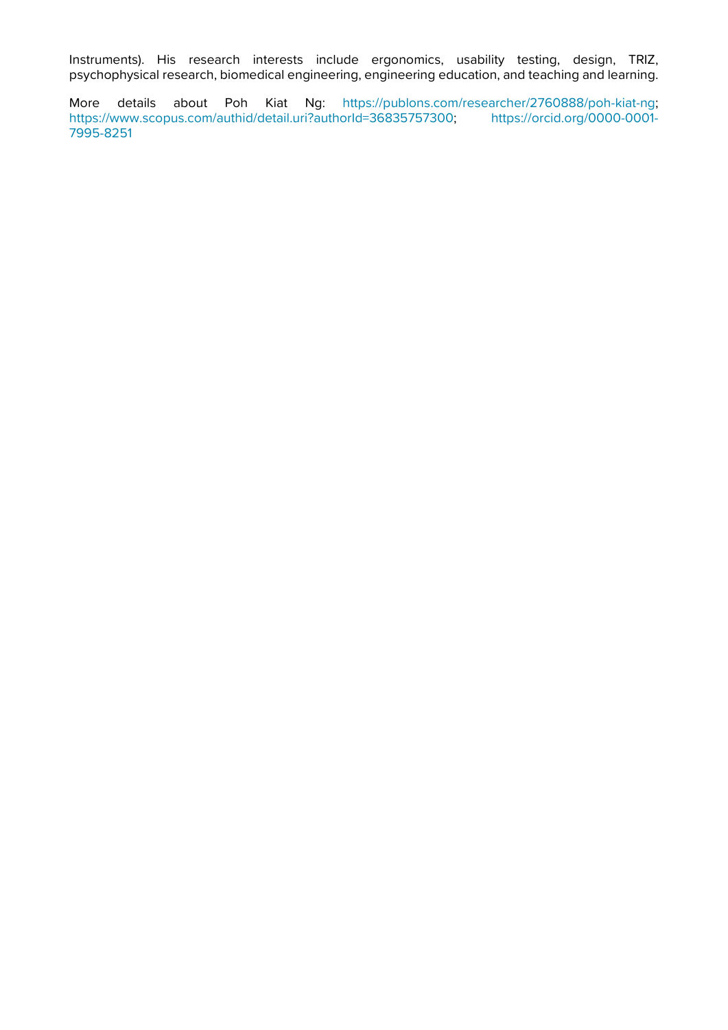Instruments). His research interests include ergonomics, usability testing, design, TRIZ, psychophysical research, biomedical engineering, engineering education, and teaching and learning.

More details about Poh Kiat Ng: https://publons.com/researcher/2760888/poh-kiat-ng; https://www.scopus.com/authid/detail.uri?authorId=36835757300; https://orcid.org/0000-0001-7995-8251